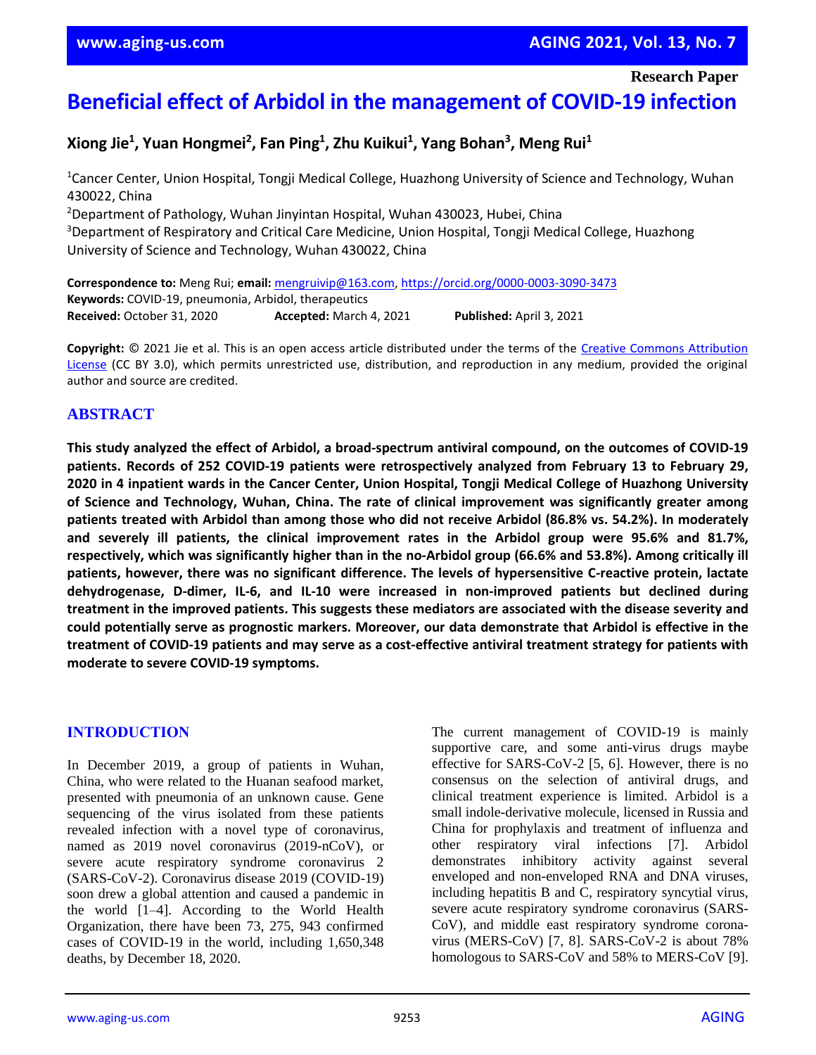Research Paper

# Beneficial effect of Arbidol in the management of COVID-19 infection

**Xiong Jie[1], Yuan Hongmei[2], Fan Ping[1], Zhu Kuikui[1], Yang Bohan[3], Meng Rui[1]**

[1]Cancer Center, Union Hospital, Tongji Medical College, Huazhong University of Science and Technology, Wuhan 430022, China
[2]Department of Pathology, Wuhan Jinyintan Hospital, Wuhan 430023, Hubei, China
[3]Department of Respiratory and Critical Care Medicine, Union Hospital, Tongji Medical College, Huazhong University of Science and Technology, Wuhan 430022, China

**Correspondence to:** Meng Rui; **email:** mengruivip@163.com, https://orcid.org/0000-0003-3090-3473
**Keywords:** COVID-19, pneumonia, Arbidol, therapeutics
**Received:** October 31, 2020 **Accepted:** March 4, 2021 **Published:** April 3, 2021

**Copyright:** © 2021 Jie et al. This is an open access article distributed under the terms of the Creative Commons Attribution License (CC BY 3.0), which permits unrestricted use, distribution, and reproduction in any medium, provided the original author and source are credited.

## ABSTRACT

**This study analyzed the effect of Arbidol, a broad-spectrum antiviral compound, on the outcomes of COVID-19 patients. Records of 252 COVID-19 patients were retrospectively analyzed from February 13 to February 29, 2020 in 4 inpatient wards in the Cancer Center, Union Hospital, Tongji Medical College of Huazhong University of Science and Technology, Wuhan, China. The rate of clinical improvement was significantly greater among patients treated with Arbidol than among those who did not receive Arbidol (86.8% vs. 54.2%). In moderately and severely ill patients, the clinical improvement rates in the Arbidol group were 95.6% and 81.7%, respectively, which was significantly higher than in the no-Arbidol group (66.6% and 53.8%). Among critically ill patients, however, there was no significant difference. The levels of hypersensitive C-reactive protein, lactate dehydrogenase, D-dimer, IL-6, and IL-10 were increased in non-improved patients but declined during treatment in the improved patients. This suggests these mediators are associated with the disease severity and could potentially serve as prognostic markers. Moreover, our data demonstrate that Arbidol is effective in the treatment of COVID-19 patients and may serve as a cost-effective antiviral treatment strategy for patients with moderate to severe COVID-19 symptoms.**

## INTRODUCTION

In December 2019, a group of patients in Wuhan, China, who were related to the Huanan seafood market, presented with pneumonia of an unknown cause. Gene sequencing of the virus isolated from these patients revealed infection with a novel type of coronavirus, named as 2019 novel coronavirus (2019-nCoV), or severe acute respiratory syndrome coronavirus 2 (SARS-CoV-2). Coronavirus disease 2019 (COVID-19) soon drew a global attention and caused a pandemic in the world [1–4]. According to the World Health Organization, there have been 73, 275, 943 confirmed cases of COVID-19 in the world, including 1,650,348 deaths, by December 18, 2020.

The current management of COVID-19 is mainly supportive care, and some anti-virus drugs maybe effective for SARS-CoV-2 [5, 6]. However, there is no consensus on the selection of antiviral drugs, and clinical treatment experience is limited. Arbidol is a small indole-derivative molecule, licensed in Russia and China for prophylaxis and treatment of influenza and other respiratory viral infections [7]. Arbidol demonstrates inhibitory activity against several enveloped and non-enveloped RNA and DNA viruses, including hepatitis B and C, respiratory syncytial virus, severe acute respiratory syndrome coronavirus (SARS-CoV), and middle east respiratory syndrome coronavirus (MERS-CoV) [7, 8]. SARS-CoV-2 is about 78% homologous to SARS-CoV and 58% to MERS-CoV [9].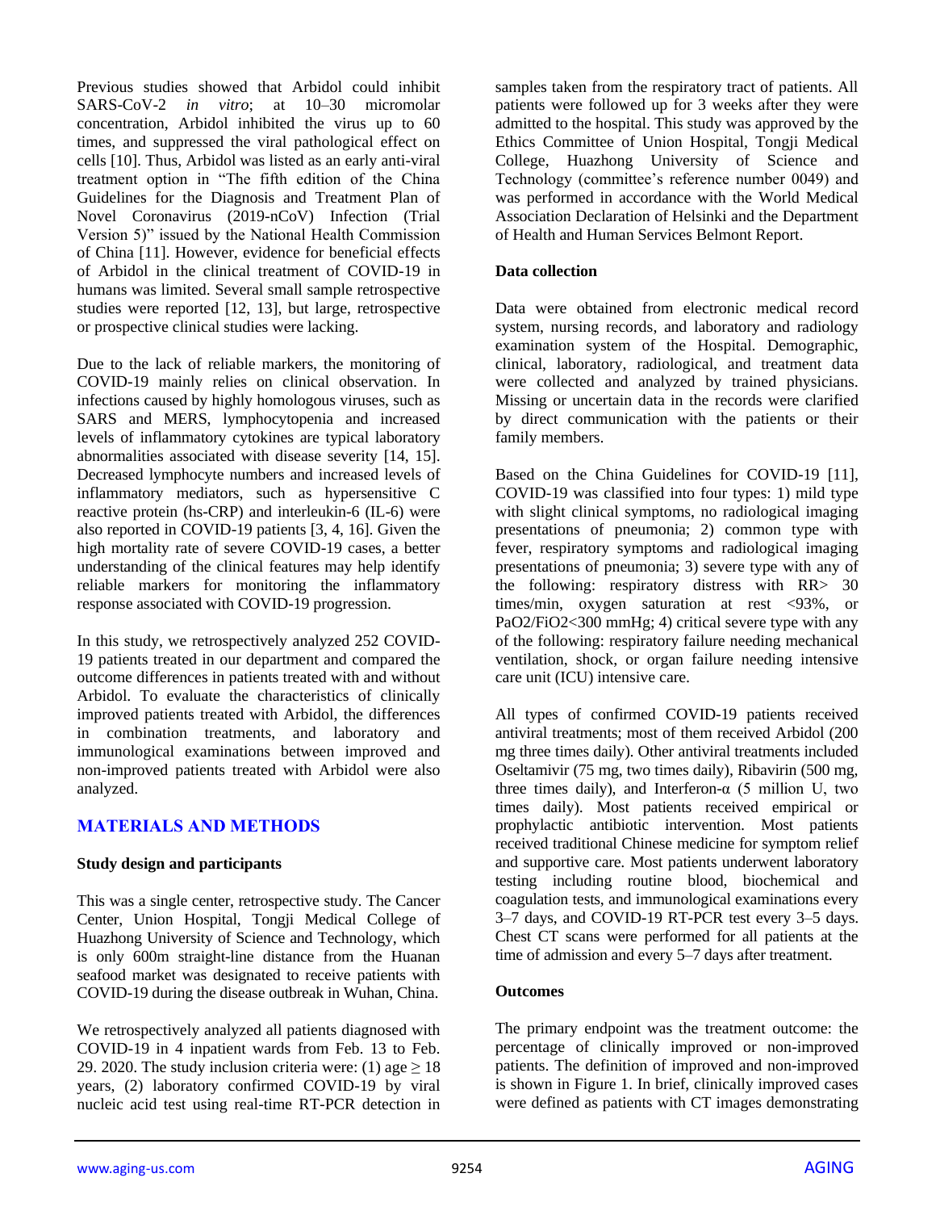Previous studies showed that Arbidol could inhibit SARS-CoV-2 *in vitro*; at 10–30 micromolar concentration, Arbidol inhibited the virus up to 60 times, and suppressed the viral pathological effect on cells [10]. Thus, Arbidol was listed as an early anti-viral treatment option in "The fifth edition of the China Guidelines for the Diagnosis and Treatment Plan of Novel Coronavirus (2019-nCoV) Infection (Trial Version 5)" issued by the National Health Commission of China [11]. However, evidence for beneficial effects of Arbidol in the clinical treatment of COVID-19 in humans was limited. Several small sample retrospective studies were reported [12, 13], but large, retrospective or prospective clinical studies were lacking.

Due to the lack of reliable markers, the monitoring of COVID-19 mainly relies on clinical observation. In infections caused by highly homologous viruses, such as SARS and MERS, lymphocytopenia and increased levels of inflammatory cytokines are typical laboratory abnormalities associated with disease severity [14, 15]. Decreased lymphocyte numbers and increased levels of inflammatory mediators, such as hypersensitive C reactive protein (hs-CRP) and interleukin-6 (IL-6) were also reported in COVID-19 patients [3, 4, 16]. Given the high mortality rate of severe COVID-19 cases, a better understanding of the clinical features may help identify reliable markers for monitoring the inflammatory response associated with COVID-19 progression.

In this study, we retrospectively analyzed 252 COVID-19 patients treated in our department and compared the outcome differences in patients treated with and without Arbidol. To evaluate the characteristics of clinically improved patients treated with Arbidol, the differences in combination treatments, and laboratory and immunological examinations between improved and non-improved patients treated with Arbidol were also analyzed.

## MATERIALS AND METHODS

### Study design and participants

This was a single center, retrospective study. The Cancer Center, Union Hospital, Tongji Medical College of Huazhong University of Science and Technology, which is only 600m straight-line distance from the Huanan seafood market was designated to receive patients with COVID-19 during the disease outbreak in Wuhan, China.

We retrospectively analyzed all patients diagnosed with COVID-19 in 4 inpatient wards from Feb. 13 to Feb. 29. 2020. The study inclusion criteria were: (1) age $\geq 18$ years, (2) laboratory confirmed COVID-19 by viral nucleic acid test using real-time RT-PCR detection in samples taken from the respiratory tract of patients. All patients were followed up for 3 weeks after they were admitted to the hospital. This study was approved by the Ethics Committee of Union Hospital, Tongji Medical College, Huazhong University of Science and Technology (committee's reference number 0049) and was performed in accordance with the World Medical Association Declaration of Helsinki and the Department of Health and Human Services Belmont Report.

### Data collection

Data were obtained from electronic medical record system, nursing records, and laboratory and radiology examination system of the Hospital. Demographic, clinical, laboratory, radiological, and treatment data were collected and analyzed by trained physicians. Missing or uncertain data in the records were clarified by direct communication with the patients or their family members.

Based on the China Guidelines for COVID-19 [11], COVID-19 was classified into four types: 1) mild type with slight clinical symptoms, no radiological imaging presentations of pneumonia; 2) common type with fever, respiratory symptoms and radiological imaging presentations of pneumonia; 3) severe type with any of the following: respiratory distress with RR> 30 times/min, oxygen saturation at rest <93%, or $PaO_2/FiO_2$<300 mmHg; 4) critical severe type with any of the following: respiratory failure needing mechanical ventilation, shock, or organ failure needing intensive care unit (ICU) intensive care.

All types of confirmed COVID-19 patients received antiviral treatments; most of them received Arbidol (200 mg three times daily). Other antiviral treatments included Oseltamivir (75 mg, two times daily), Ribavirin (500 mg, three times daily), and Interferon-α (5 million U, two times daily). Most patients received empirical or prophylactic antibiotic intervention. Most patients received traditional Chinese medicine for symptom relief and supportive care. Most patients underwent laboratory testing including routine blood, biochemical and coagulation tests, and immunological examinations every 3–7 days, and COVID-19 RT-PCR test every 3–5 days. Chest CT scans were performed for all patients at the time of admission and every 5–7 days after treatment.

### Outcomes

The primary endpoint was the treatment outcome: the percentage of clinically improved or non-improved patients. The definition of improved and non-improved is shown in Figure 1. In brief, clinically improved cases were defined as patients with CT images demonstrating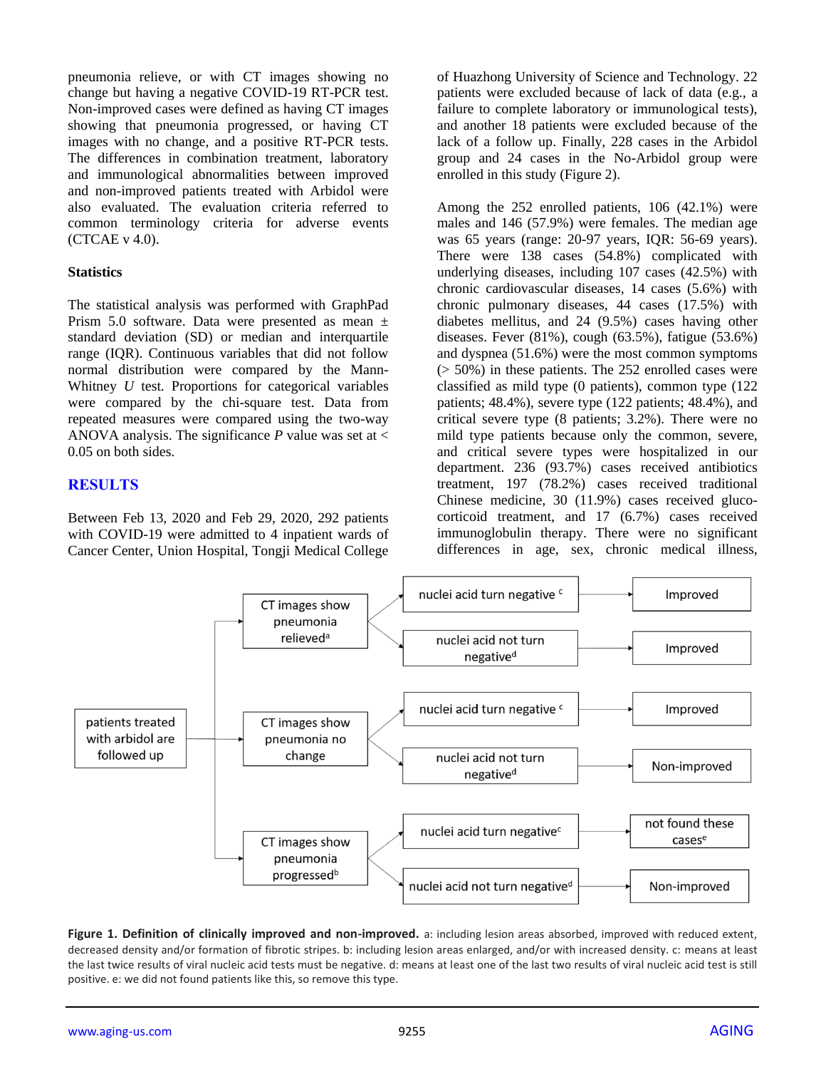pneumonia relieve, or with CT images showing no change but having a negative COVID-19 RT-PCR test. Non-improved cases were defined as having CT images showing that pneumonia progressed, or having CT images with no change, and a positive RT-PCR tests. The differences in combination treatment, laboratory and immunological abnormalities between improved and non-improved patients treated with Arbidol were also evaluated. The evaluation criteria referred to common terminology criteria for adverse events (CTCAE v 4.0).

### Statistics

The statistical analysis was performed with GraphPad Prism 5.0 software. Data were presented as mean ± standard deviation (SD) or median and interquartile range (IQR). Continuous variables that did not follow normal distribution were compared by the Mann-Whitney *U* test. Proportions for categorical variables were compared by the chi-square test. Data from repeated measures were compared using the two-way ANOVA analysis. The significance *P* value was set at < 0.05 on both sides.

## RESULTS

Between Feb 13, 2020 and Feb 29, 2020, 292 patients with COVID-19 were admitted to 4 inpatient wards of Cancer Center, Union Hospital, Tongji Medical College of Huazhong University of Science and Technology. 22 patients were excluded because of lack of data (e.g., a failure to complete laboratory or immunological tests), and another 18 patients were excluded because of the lack of a follow up. Finally, 228 cases in the Arbidol group and 24 cases in the No-Arbidol group were enrolled in this study (Figure 2).

Among the 252 enrolled patients, 106 (42.1%) were males and 146 (57.9%) were females. The median age was 65 years (range: 20-97 years, IQR: 56-69 years). There were 138 cases (54.8%) complicated with underlying diseases, including 107 cases (42.5%) with chronic cardiovascular diseases, 14 cases (5.6%) with chronic pulmonary diseases, 44 cases (17.5%) with diabetes mellitus, and 24 (9.5%) cases having other diseases. Fever (81%), cough (63.5%), fatigue (53.6%) and dyspnea (51.6%) were the most common symptoms (> 50%) in these patients. The 252 enrolled cases were classified as mild type (0 patients), common type (122 patients; 48.4%), severe type (122 patients; 48.4%), and critical severe type (8 patients; 3.2%). There were no mild type patients because only the common, severe, and critical severe types were hospitalized in our department. 236 (93.7%) cases received antibiotics treatment, 197 (78.2%) cases received traditional Chinese medicine, 30 (11.9%) cases received glucocorticoid treatment, and 17 (6.7%) cases received immunoglobulin therapy. There were no significant differences in age, sex, chronic medical illness,

```
patients treated with arbidol are followed up
├── CT images show pneumonia relieved[a]
│   ├── nuclei acid turn negative[c] → Improved
│   └── nuclei acid not turn negative[d] → Improved
├── CT images show pneumonia no change
│   ├── nuclei acid turn negative[c] → Improved
│   └── nuclei acid not turn negative[d] → Non-improved
└── CT images show pneumonia progressed[b]
    ├── nuclei acid turn negative[c] → not found these cases[e]
    └── nuclei acid not turn negative[d] → Non-improved
```

**Figure 1. Definition of clinically improved and non-improved.** a: including lesion areas absorbed, improved with reduced extent, decreased density and/or formation of fibrotic stripes. b: including lesion areas enlarged, and/or with increased density. c: means at least the last twice results of viral nucleic acid tests must be negative. d: means at least one of the last two results of viral nucleic acid test is still positive. e: we did not found patients like this, so remove this type.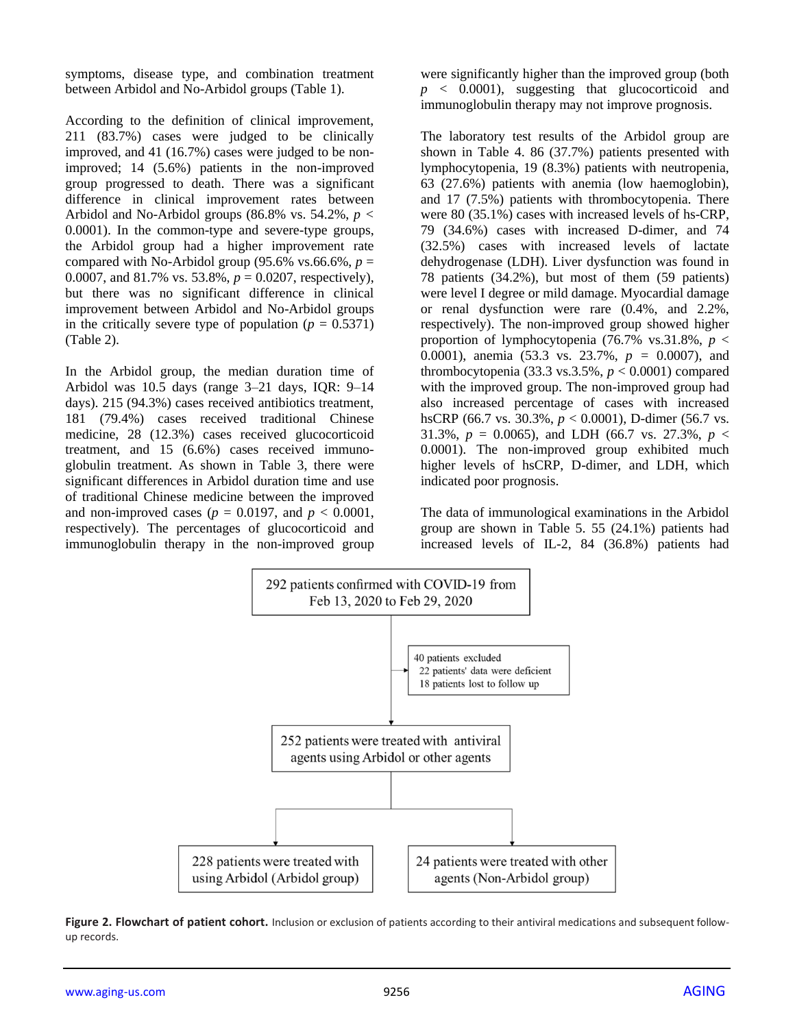symptoms, disease type, and combination treatment between Arbidol and No-Arbidol groups (Table 1).

According to the definition of clinical improvement, 211 (83.7%) cases were judged to be clinically improved, and 41 (16.7%) cases were judged to be non-improved; 14 (5.6%) patients in the non-improved group progressed to death. There was a significant difference in clinical improvement rates between Arbidol and No-Arbidol groups (86.8% vs. 54.2%, $p < 0.0001$). In the common-type and severe-type groups, the Arbidol group had a higher improvement rate compared with No-Arbidol group (95.6% vs.66.6%, $p = 0.0007$, and 81.7% vs. 53.8%, $p = 0.0207$, respectively), but there was no significant difference in clinical improvement between Arbidol and No-Arbidol groups in the critically severe type of population ($p = 0.5371$) (Table 2).

In the Arbidol group, the median duration time of Arbidol was 10.5 days (range 3–21 days, IQR: 9–14 days). 215 (94.3%) cases received antibiotics treatment, 181 (79.4%) cases received traditional Chinese medicine, 28 (12.3%) cases received glucocorticoid treatment, and 15 (6.6%) cases received immunoglobulin treatment. As shown in Table 3, there were significant differences in Arbidol duration time and use of traditional Chinese medicine between the improved and non-improved cases ($p = 0.0197$, and $p < 0.0001$, respectively). The percentages of glucocorticoid and immunoglobulin therapy in the non-improved group were significantly higher than the improved group (both $p < 0.0001$), suggesting that glucocorticoid and immunoglobulin therapy may not improve prognosis.

The laboratory test results of the Arbidol group are shown in Table 4. 86 (37.7%) patients presented with lymphocytopenia, 19 (8.3%) patients with neutropenia, 63 (27.6%) patients with anemia (low haemoglobin), and 17 (7.5%) patients with thrombocytopenia. There were 80 (35.1%) cases with increased levels of hs-CRP, 79 (34.6%) cases with increased D-dimer, and 74 (32.5%) cases with increased levels of lactate dehydrogenase (LDH). Liver dysfunction was found in 78 patients (34.2%), but most of them (59 patients) were level I degree or mild damage. Myocardial damage or renal dysfunction were rare (0.4%, and 2.2%, respectively). The non-improved group showed higher proportion of lymphocytopenia (76.7% vs.31.8%, $p < 0.0001$), anemia (53.3 vs. 23.7%, $p = 0.0007$), and thrombocytopenia (33.3 vs.3.5%, $p < 0.0001$) compared with the improved group. The non-improved group had also increased percentage of cases with increased hsCRP (66.7 vs. 30.3%, $p < 0.0001$), D-dimer (56.7 vs. 31.3%, $p = 0.0065$), and LDH (66.7 vs. 27.3%, $p < 0.0001$). The non-improved group exhibited much higher levels of hsCRP, D-dimer, and LDH, which indicated poor prognosis.

The data of immunological examinations in the Arbidol group are shown in Table 5. 55 (24.1%) patients had increased levels of IL-2, 84 (36.8%) patients had

292 patients confirmed with COVID-19 from Feb 13, 2020 to Feb 29, 2020

40 patients excluded
22 patients' data were deficient
18 patients lost to follow up

252 patients were treated with antiviral agents using Arbidol or other agents

228 patients were treated with using Arbidol (Arbidol group)

24 patients were treated with other agents (Non-Arbidol group)

**Figure 2. Flowchart of patient cohort.** Inclusion or exclusion of patients according to their antiviral medications and subsequent follow-up records.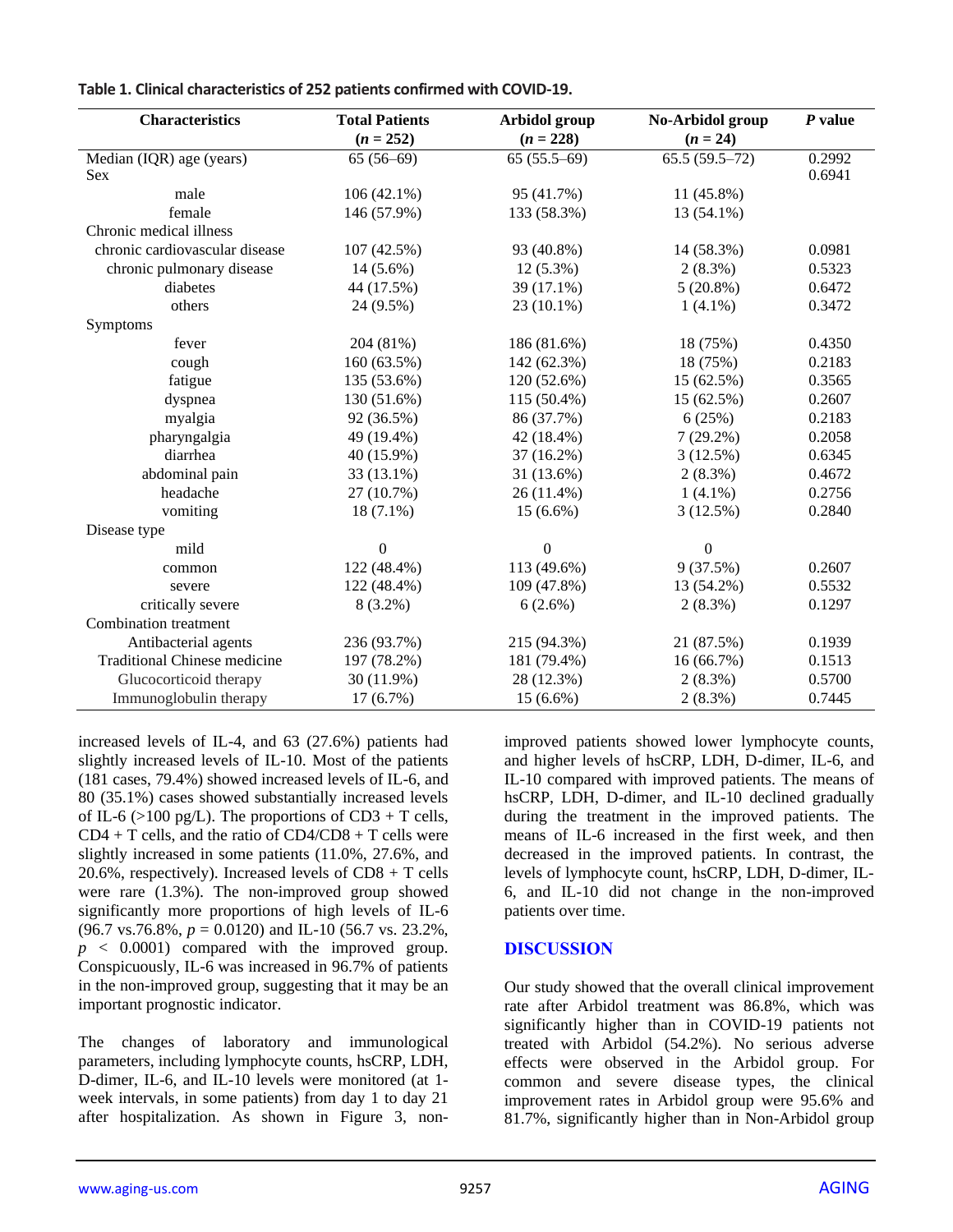**Table 1. Clinical characteristics of 252 patients confirmed with COVID-19.**

| Characteristics | Total Patients ($n$ = 252) | Arbidol group ($n$ = 228) | No-Arbidol group ($n$ = 24) | $P$ value |
|---|---|---|---|---|
| Median (IQR) age (years) | 65 (56–69) | 65 (55.5–69) | 65.5 (59.5–72) | 0.2992 |
| Sex | | | | 0.6941 |
| male | 106 (42.1%) | 95 (41.7%) | 11 (45.8%) | |
| female | 146 (57.9%) | 133 (58.3%) | 13 (54.1%) | |
| Chronic medical illness | | | | |
| chronic cardiovascular disease | 107 (42.5%) | 93 (40.8%) | 14 (58.3%) | 0.0981 |
| chronic pulmonary disease | 14 (5.6%) | 12 (5.3%) | 2 (8.3%) | 0.5323 |
| diabetes | 44 (17.5%) | 39 (17.1%) | 5 (20.8%) | 0.6472 |
| others | 24 (9.5%) | 23 (10.1%) | 1 (4.1%) | 0.3472 |
| Symptoms | | | | |
| fever | 204 (81%) | 186 (81.6%) | 18 (75%) | 0.4350 |
| cough | 160 (63.5%) | 142 (62.3%) | 18 (75%) | 0.2183 |
| fatigue | 135 (53.6%) | 120 (52.6%) | 15 (62.5%) | 0.3565 |
| dyspnea | 130 (51.6%) | 115 (50.4%) | 15 (62.5%) | 0.2607 |
| myalgia | 92 (36.5%) | 86 (37.7%) | 6 (25%) | 0.2183 |
| pharyngalgia | 49 (19.4%) | 42 (18.4%) | 7 (29.2%) | 0.2058 |
| diarrhea | 40 (15.9%) | 37 (16.2%) | 3 (12.5%) | 0.6345 |
| abdominal pain | 33 (13.1%) | 31 (13.6%) | 2 (8.3%) | 0.4672 |
| headache | 27 (10.7%) | 26 (11.4%) | 1 (4.1%) | 0.2756 |
| vomiting | 18 (7.1%) | 15 (6.6%) | 3 (12.5%) | 0.2840 |
| Disease type | | | | |
| mild | 0 | 0 | 0 | |
| common | 122 (48.4%) | 113 (49.6%) | 9 (37.5%) | 0.2607 |
| severe | 122 (48.4%) | 109 (47.8%) | 13 (54.2%) | 0.5532 |
| critically severe | 8 (3.2%) | 6 (2.6%) | 2 (8.3%) | 0.1297 |
| Combination treatment | | | | |
| Antibacterial agents | 236 (93.7%) | 215 (94.3%) | 21 (87.5%) | 0.1939 |
| Traditional Chinese medicine | 197 (78.2%) | 181 (79.4%) | 16 (66.7%) | 0.1513 |
| Glucocorticoid therapy | 30 (11.9%) | 28 (12.3%) | 2 (8.3%) | 0.5700 |
| Immunoglobulin therapy | 17 (6.7%) | 15 (6.6%) | 2 (8.3%) | 0.7445 |

increased levels of IL-4, and 63 (27.6%) patients had slightly increased levels of IL-10. Most of the patients (181 cases, 79.4%) showed increased levels of IL-6, and 80 (35.1%) cases showed substantially increased levels of IL-6 (>100 pg/L). The proportions of CD3 + T cells, CD4 + T cells, and the ratio of CD4/CD8 + T cells were slightly increased in some patients (11.0%, 27.6%, and 20.6%, respectively). Increased levels of CD8 + T cells were rare (1.3%). The non-improved group showed significantly more proportions of high levels of IL-6 (96.7 vs.76.8%, $p$ = 0.0120) and IL-10 (56.7 vs. 23.2%, $p < 0.0001$) compared with the improved group. Conspicuously, IL-6 was increased in 96.7% of patients in the non-improved group, suggesting that it may be an important prognostic indicator.

The changes of laboratory and immunological parameters, including lymphocyte counts, hsCRP, LDH, D-dimer, IL-6, and IL-10 levels were monitored (at 1-week intervals, in some patients) from day 1 to day 21 after hospitalization. As shown in Figure 3, non-improved patients showed lower lymphocyte counts, and higher levels of hsCRP, LDH, D-dimer, IL-6, and IL-10 compared with improved patients. The means of hsCRP, LDH, D-dimer, and IL-10 declined gradually during the treatment in the improved patients. The means of IL-6 increased in the first week, and then decreased in the improved patients. In contrast, the levels of lymphocyte count, hsCRP, LDH, D-dimer, IL-6, and IL-10 did not change in the non-improved patients over time.

## DISCUSSION

Our study showed that the overall clinical improvement rate after Arbidol treatment was 86.8%, which was significantly higher than in COVID-19 patients not treated with Arbidol (54.2%). No serious adverse effects were observed in the Arbidol group. For common and severe disease types, the clinical improvement rates in Arbidol group were 95.6% and 81.7%, significantly higher than in Non-Arbidol group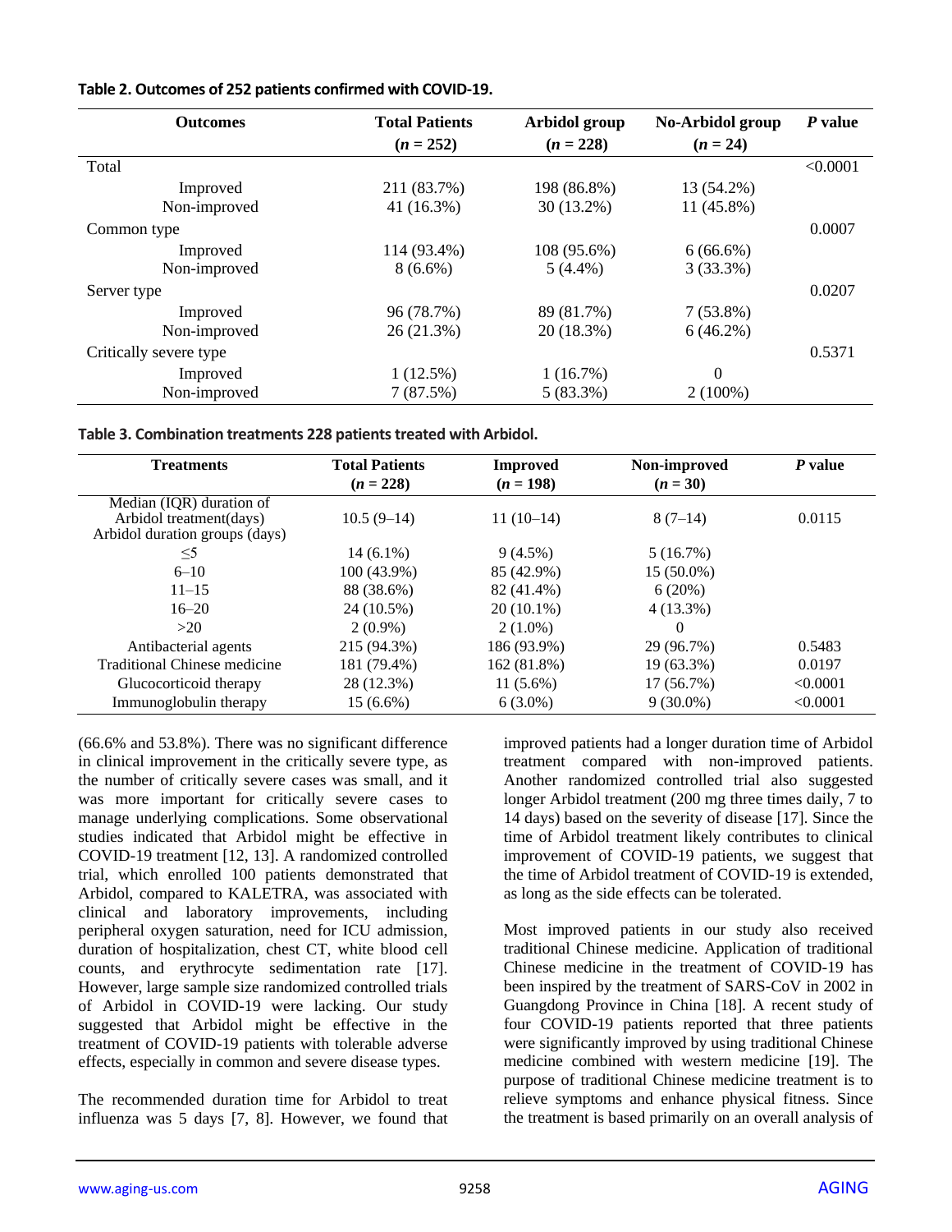**Table 2. Outcomes of 252 patients confirmed with COVID-19.**

| Outcomes | Total Patients ($n$ = 252) | Arbidol group ($n$ = 228) | No-Arbidol group ($n$ = 24) | *P* value |
|---|---|---|---|---|
| Total | | | | <0.0001 |
| Improved | 211 (83.7%) | 198 (86.8%) | 13 (54.2%) | |
| Non-improved | 41 (16.3%) | 30 (13.2%) | 11 (45.8%) | |
| Common type | | | | 0.0007 |
| Improved | 114 (93.4%) | 108 (95.6%) | 6 (66.6%) | |
| Non-improved | 8 (6.6%) | 5 (4.4%) | 3 (33.3%) | |
| Server type | | | | 0.0207 |
| Improved | 96 (78.7%) | 89 (81.7%) | 7 (53.8%) | |
| Non-improved | 26 (21.3%) | 20 (18.3%) | 6 (46.2%) | |
| Critically severe type | | | | 0.5371 |
| Improved | 1 (12.5%) | 1 (16.7%) | 0 | |
| Non-improved | 7 (87.5%) | 5 (83.3%) | 2 (100%) | |

**Table 3. Combination treatments 228 patients treated with Arbidol.**

| Treatments | Total Patients ($n$ = 228) | Improved ($n$ = 198) | Non-improved ($n$ = 30) | *P* value |
|---|---|---|---|---|
| Median (IQR) duration of Arbidol treatment(days) | 10.5 (9–14) | 11 (10–14) | 8 (7–14) | 0.0115 |
| Arbidol duration groups (days) | | | | |
| ≤5 | 14 (6.1%) | 9 (4.5%) | 5 (16.7%) | |
| 6–10 | 100 (43.9%) | 85 (42.9%) | 15 (50.0%) | |
| 11–15 | 88 (38.6%) | 82 (41.4%) | 6 (20%) | |
| 16–20 | 24 (10.5%) | 20 (10.1%) | 4 (13.3%) | |
| >20 | 2 (0.9%) | 2 (1.0%) | 0 | |
| Antibacterial agents | 215 (94.3%) | 186 (93.9%) | 29 (96.7%) | 0.5483 |
| Traditional Chinese medicine | 181 (79.4%) | 162 (81.8%) | 19 (63.3%) | 0.0197 |
| Glucocorticoid therapy | 28 (12.3%) | 11 (5.6%) | 17 (56.7%) | <0.0001 |
| Immunoglobulin therapy | 15 (6.6%) | 6 (3.0%) | 9 (30.0%) | <0.0001 |

(66.6% and 53.8%). There was no significant difference in clinical improvement in the critically severe type, as the number of critically severe cases was small, and it was more important for critically severe cases to manage underlying complications. Some observational studies indicated that Arbidol might be effective in COVID-19 treatment [12, 13]. A randomized controlled trial, which enrolled 100 patients demonstrated that Arbidol, compared to KALETRA, was associated with clinical and laboratory improvements, including peripheral oxygen saturation, need for ICU admission, duration of hospitalization, chest CT, white blood cell counts, and erythrocyte sedimentation rate [17]. However, large sample size randomized controlled trials of Arbidol in COVID-19 were lacking. Our study suggested that Arbidol might be effective in the treatment of COVID-19 patients with tolerable adverse effects, especially in common and severe disease types.

The recommended duration time for Arbidol to treat influenza was 5 days [7, 8]. However, we found that improved patients had a longer duration time of Arbidol treatment compared with non-improved patients. Another randomized controlled trial also suggested longer Arbidol treatment (200 mg three times daily, 7 to 14 days) based on the severity of disease [17]. Since the time of Arbidol treatment likely contributes to clinical improvement of COVID-19 patients, we suggest that the time of Arbidol treatment of COVID-19 is extended, as long as the side effects can be tolerated.

Most improved patients in our study also received traditional Chinese medicine. Application of traditional Chinese medicine in the treatment of COVID-19 has been inspired by the treatment of SARS-CoV in 2002 in Guangdong Province in China [18]. A recent study of four COVID-19 patients reported that three patients were significantly improved by using traditional Chinese medicine combined with western medicine [19]. The purpose of traditional Chinese medicine treatment is to relieve symptoms and enhance physical fitness. Since the treatment is based primarily on an overall analysis of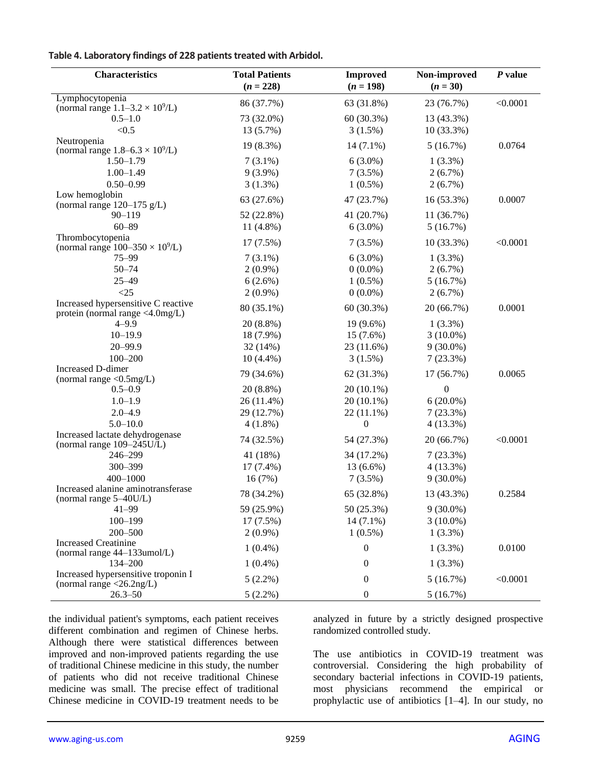**Table 4. Laboratory findings of 228 patients treated with Arbidol.**

| Characteristics | Total Patients ($n = 228$) | Improved ($n = 198$) | Non-improved ($n = 30$) | *P* value |
|---|---|---|---|---|
| Lymphocytopenia (normal range 1.1–3.2 × $10^9$/L) | 86 (37.7%) | 63 (31.8%) | 23 (76.7%) | <0.0001 |
| 0.5–1.0 | 73 (32.0%) | 60 (30.3%) | 13 (43.3%) | |
| <0.5 | 13 (5.7%) | 3 (1.5%) | 10 (33.3%) | |
| Neutropenia (normal range 1.8–6.3 × $10^9$/L) | 19 (8.3%) | 14 (7.1%) | 5 (16.7%) | 0.0764 |
| 1.50–1.79 | 7 (3.1%) | 6 (3.0%) | 1 (3.3%) | |
| 1.00–1.49 | 9 (3.9%) | 7 (3.5%) | 2 (6.7%) | |
| 0.50–0.99 | 3 (1.3%) | 1 (0.5%) | 2 (6.7%) | |
| Low hemoglobin (normal range 120–175 g/L) | 63 (27.6%) | 47 (23.7%) | 16 (53.3%) | 0.0007 |
| 90–119 | 52 (22.8%) | 41 (20.7%) | 11 (36.7%) | |
| 60–89 | 11 (4.8%) | 6 (3.0%) | 5 (16.7%) | |
| Thrombocytopenia (normal range 100–350 × $10^9$/L) | 17 (7.5%) | 7 (3.5%) | 10 (33.3%) | <0.0001 |
| 75–99 | 7 (3.1%) | 6 (3.0%) | 1 (3.3%) | |
| 50–74 | 2 (0.9%) | 0 (0.0%) | 2 (6.7%) | |
| 25–49 | 6 (2.6%) | 1 (0.5%) | 5 (16.7%) | |
| <25 | 2 (0.9%) | 0 (0.0%) | 2 (6.7%) | |
| Increased hypersensitive C reactive protein (normal range <4.0mg/L) | 80 (35.1%) | 60 (30.3%) | 20 (66.7%) | 0.0001 |
| 4–9.9 | 20 (8.8%) | 19 (9.6%) | 1 (3.3%) | |
| 10–19.9 | 18 (7.9%) | 15 (7.6%) | 3 (10.0%) | |
| 20–99.9 | 32 (14%) | 23 (11.6%) | 9 (30.0%) | |
| 100–200 | 10 (4.4%) | 3 (1.5%) | 7 (23.3%) | |
| Increased D-dimer (normal range <0.5mg/L) | 79 (34.6%) | 62 (31.3%) | 17 (56.7%) | 0.0065 |
| 0.5–0.9 | 20 (8.8%) | 20 (10.1%) | 0 | |
| 1.0–1.9 | 26 (11.4%) | 20 (10.1%) | 6 (20.0%) | |
| 2.0–4.9 | 29 (12.7%) | 22 (11.1%) | 7 (23.3%) | |
| 5.0–10.0 | 4 (1.8%) | 0 | 4 (13.3%) | |
| Increased lactate dehydrogenase (normal range 109–245U/L) | 74 (32.5%) | 54 (27.3%) | 20 (66.7%) | <0.0001 |
| 246–299 | 41 (18%) | 34 (17.2%) | 7 (23.3%) | |
| 300–399 | 17 (7.4%) | 13 (6.6%) | 4 (13.3%) | |
| 400–1000 | 16 (7%) | 7 (3.5%) | 9 (30.0%) | |
| Increased alanine aminotransferase (normal range 5–40U/L) | 78 (34.2%) | 65 (32.8%) | 13 (43.3%) | 0.2584 |
| 41–99 | 59 (25.9%) | 50 (25.3%) | 9 (30.0%) | |
| 100–199 | 17 (7.5%) | 14 (7.1%) | 3 (10.0%) | |
| 200–500 | 2 (0.9%) | 1 (0.5%) | 1 (3.3%) | |
| Increased Creatinine (normal range 44–133umol/L) | 1 (0.4%) | 0 | 1 (3.3%) | 0.0100 |
| 134–200 | 1 (0.4%) | 0 | 1 (3.3%) | |
| Increased hypersensitive troponin I (normal range <26.2ng/L) | 5 (2.2%) | 0 | 5 (16.7%) | <0.0001 |
| 26.3–50 | 5 (2.2%) | 0 | 5 (16.7%) | |

the individual patient's symptoms, each patient receives different combination and regimen of Chinese herbs. Although there were statistical differences between improved and non-improved patients regarding the use of traditional Chinese medicine in this study, the number of patients who did not receive traditional Chinese medicine was small. The precise effect of traditional Chinese medicine in COVID-19 treatment needs to be analyzed in future by a strictly designed prospective randomized controlled study.

The use antibiotics in COVID-19 treatment was controversial. Considering the high probability of secondary bacterial infections in COVID-19 patients, most physicians recommend the empirical or prophylactic use of antibiotics [1–4]. In our study, no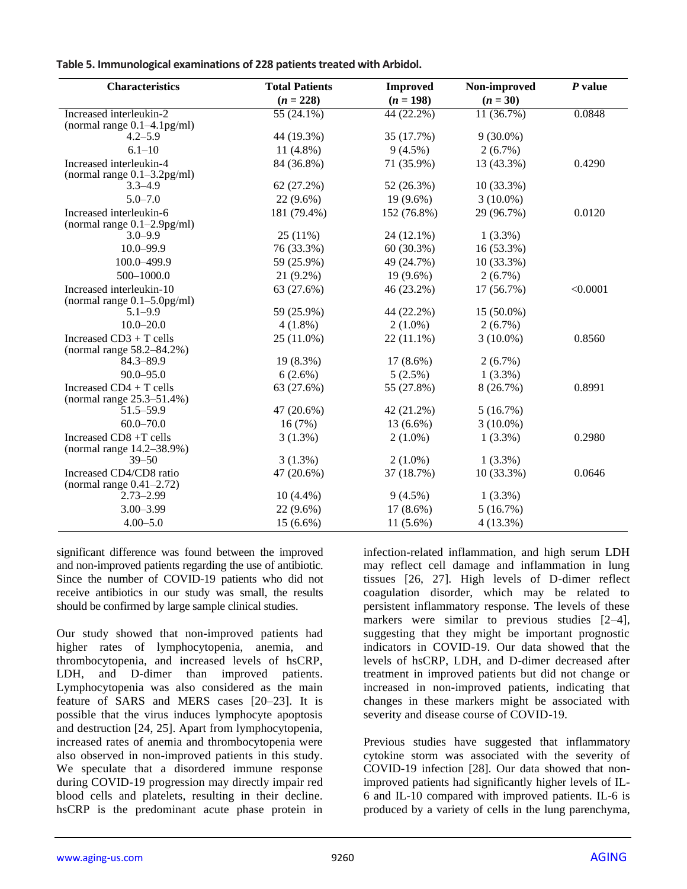**Table 5. Immunological examinations of 228 patients treated with Arbidol.**

| Characteristics | Total Patients ($n$ = 228) | Improved ($n$ = 198) | Non-improved ($n$ = 30) | *P* value |
|---|---|---|---|---|
| Increased interleukin-2 (normal range 0.1–4.1pg/ml) | 55 (24.1%) | 44 (22.2%) | 11 (36.7%) | 0.0848 |
| 4.2–5.9 | 44 (19.3%) | 35 (17.7%) | 9 (30.0%) | |
| 6.1–10 | 11 (4.8%) | 9 (4.5%) | 2 (6.7%) | |
| Increased interleukin-4 (normal range 0.1–3.2pg/ml) | 84 (36.8%) | 71 (35.9%) | 13 (43.3%) | 0.4290 |
| 3.3–4.9 | 62 (27.2%) | 52 (26.3%) | 10 (33.3%) | |
| 5.0–7.0 | 22 (9.6%) | 19 (9.6%) | 3 (10.0%) | |
| Increased interleukin-6 (normal range 0.1–2.9pg/ml) | 181 (79.4%) | 152 (76.8%) | 29 (96.7%) | 0.0120 |
| 3.0–9.9 | 25 (11%) | 24 (12.1%) | 1 (3.3%) | |
| 10.0–99.9 | 76 (33.3%) | 60 (30.3%) | 16 (53.3%) | |
| 100.0–499.9 | 59 (25.9%) | 49 (24.7%) | 10 (33.3%) | |
| 500–1000.0 | 21 (9.2%) | 19 (9.6%) | 2 (6.7%) | |
| Increased interleukin-10 (normal range 0.1–5.0pg/ml) | 63 (27.6%) | 46 (23.2%) | 17 (56.7%) | <0.0001 |
| 5.1–9.9 | 59 (25.9%) | 44 (22.2%) | 15 (50.0%) | |
| 10.0–20.0 | 4 (1.8%) | 2 (1.0%) | 2 (6.7%) | |
| Increased CD3 + T cells (normal range 58.2–84.2%) | 25 (11.0%) | 22 (11.1%) | 3 (10.0%) | 0.8560 |
| 84.3–89.9 | 19 (8.3%) | 17 (8.6%) | 2 (6.7%) | |
| 90.0–95.0 | 6 (2.6%) | 5 (2.5%) | 1 (3.3%) | |
| Increased CD4 + T cells (normal range 25.3–51.4%) | 63 (27.6%) | 55 (27.8%) | 8 (26.7%) | 0.8991 |
| 51.5–59.9 | 47 (20.6%) | 42 (21.2%) | 5 (16.7%) | |
| 60.0–70.0 | 16 (7%) | 13 (6.6%) | 3 (10.0%) | |
| Increased CD8 +T cells (normal range 14.2–38.9%) | 3 (1.3%) | 2 (1.0%) | 1 (3.3%) | 0.2980 |
| 39–50 | 3 (1.3%) | 2 (1.0%) | 1 (3.3%) | |
| Increased CD4/CD8 ratio (normal range 0.41–2.72) | 47 (20.6%) | 37 (18.7%) | 10 (33.3%) | 0.0646 |
| 2.73–2.99 | 10 (4.4%) | 9 (4.5%) | 1 (3.3%) | |
| 3.00–3.99 | 22 (9.6%) | 17 (8.6%) | 5 (16.7%) | |
| 4.00–5.0 | 15 (6.6%) | 11 (5.6%) | 4 (13.3%) | |

significant difference was found between the improved and non-improved patients regarding the use of antibiotic. Since the number of COVID-19 patients who did not receive antibiotics in our study was small, the results should be confirmed by large sample clinical studies.

Our study showed that non-improved patients had higher rates of lymphocytopenia, anemia, and thrombocytopenia, and increased levels of hsCRP, LDH, and D-dimer than improved patients. Lymphocytopenia was also considered as the main feature of SARS and MERS cases [20–23]. It is possible that the virus induces lymphocyte apoptosis and destruction [24, 25]. Apart from lymphocytopenia, increased rates of anemia and thrombocytopenia were also observed in non-improved patients in this study. We speculate that a disordered immune response during COVID-19 progression may directly impair red blood cells and platelets, resulting in their decline. hsCRP is the predominant acute phase protein in infection-related inflammation, and high serum LDH may reflect cell damage and inflammation in lung tissues [26, 27]. High levels of D-dimer reflect coagulation disorder, which may be related to persistent inflammatory response. The levels of these markers were similar to previous studies [2–4], suggesting that they might be important prognostic indicators in COVID-19. Our data showed that the levels of hsCRP, LDH, and D-dimer decreased after treatment in improved patients but did not change or increased in non-improved patients, indicating that changes in these markers might be associated with severity and disease course of COVID-19.

Previous studies have suggested that inflammatory cytokine storm was associated with the severity of COVID-19 infection [28]. Our data showed that non-improved patients had significantly higher levels of IL-6 and IL-10 compared with improved patients. IL-6 is produced by a variety of cells in the lung parenchyma,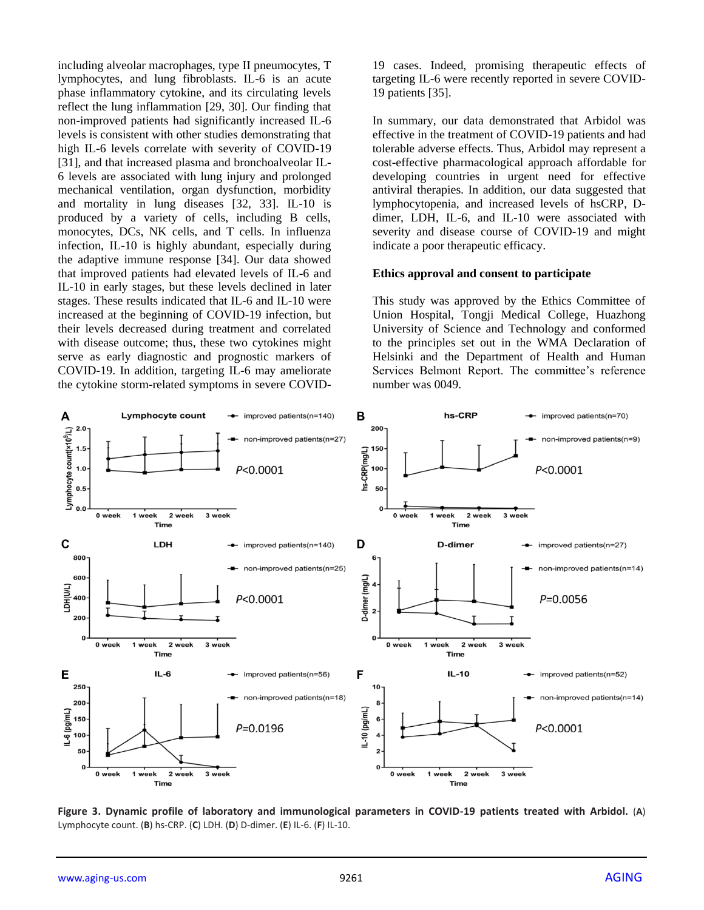including alveolar macrophages, type II pneumocytes, T lymphocytes, and lung fibroblasts. IL-6 is an acute phase inflammatory cytokine, and its circulating levels reflect the lung inflammation [29, 30]. Our finding that non-improved patients had significantly increased IL-6 levels is consistent with other studies demonstrating that high IL-6 levels correlate with severity of COVID-19 [31], and that increased plasma and bronchoalveolar IL-6 levels are associated with lung injury and prolonged mechanical ventilation, organ dysfunction, morbidity and mortality in lung diseases [32, 33]. IL-10 is produced by a variety of cells, including B cells, monocytes, DCs, NK cells, and T cells. In influenza infection, IL-10 is highly abundant, especially during the adaptive immune response [34]. Our data showed that improved patients had elevated levels of IL-6 and IL-10 in early stages, but these levels declined in later stages. These results indicated that IL-6 and IL-10 were increased at the beginning of COVID-19 infection, but their levels decreased during treatment and correlated with disease outcome; thus, these two cytokines might serve as early diagnostic and prognostic markers of COVID-19. In addition, targeting IL-6 may ameliorate the cytokine storm-related symptoms in severe COVID-19 cases. Indeed, promising therapeutic effects of targeting IL-6 were recently reported in severe COVID-19 patients [35].

In summary, our data demonstrated that Arbidol was effective in the treatment of COVID-19 patients and had tolerable adverse effects. Thus, Arbidol may represent a cost-effective pharmacological approach affordable for developing countries in urgent need for effective antiviral therapies. In addition, our data suggested that lymphocytopenia, and increased levels of hsCRP, D-dimer, LDH, IL-6, and IL-10 were associated with severity and disease course of COVID-19 and might indicate a poor therapeutic efficacy.

## Ethics approval and consent to participate

This study was approved by the Ethics Committee of Union Hospital, Tongji Medical College, Huazhong University of Science and Technology and conformed to the principles set out in the WMA Declaration of Helsinki and the Department of Health and Human Services Belmont Report. The committee's reference number was 0049.

**Figure 3. Dynamic profile of laboratory and immunological parameters in COVID-19 patients treated with Arbidol.** (**A**) Lymphocyte count. (**B**) hs-CRP. (**C**) LDH. (**D**) D-dimer. (**E**) IL-6. (**F**) IL-10.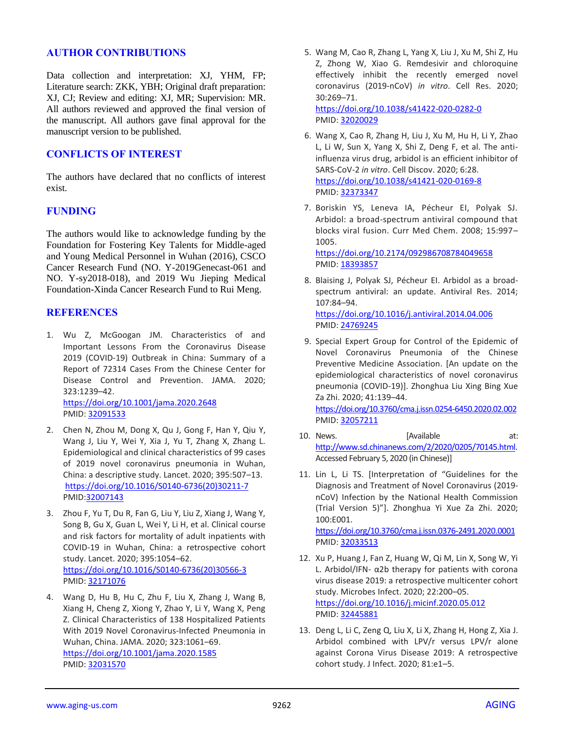## AUTHOR CONTRIBUTIONS

Data collection and interpretation: XJ, YHM, FP; Literature search: ZKK, YBH; Original draft preparation: XJ, CJ; Review and editing: XJ, MR; Supervision: MR. All authors reviewed and approved the final version of the manuscript. All authors gave final approval for the manuscript version to be published.

## CONFLICTS OF INTEREST

The authors have declared that no conflicts of interest exist.

## FUNDING

The authors would like to acknowledge funding by the Foundation for Fostering Key Talents for Middle-aged and Young Medical Personnel in Wuhan (2016), CSCO Cancer Research Fund (NO. Y-2019Genecast-061 and NO. Y-sy2018-018), and 2019 Wu Jieping Medical Foundation-Xinda Cancer Research Fund to Rui Meng.

## REFERENCES

1. Wu Z, McGoogan JM. Characteristics of and Important Lessons From the Coronavirus Disease 2019 (COVID-19) Outbreak in China: Summary of a Report of 72314 Cases From the Chinese Center for Disease Control and Prevention. JAMA. 2020; 323:1239–42.
https://doi.org/10.1001/jama.2020.2648
PMID: 32091533

2. Chen N, Zhou M, Dong X, Qu J, Gong F, Han Y, Qiu Y, Wang J, Liu Y, Wei Y, Xia J, Yu T, Zhang X, Zhang L. Epidemiological and clinical characteristics of 99 cases of 2019 novel coronavirus pneumonia in Wuhan, China: a descriptive study. Lancet. 2020; 395:507–13.
https://doi.org/10.1016/S0140-6736(20)30211-7
PMID:32007143

3. Zhou F, Yu T, Du R, Fan G, Liu Y, Liu Z, Xiang J, Wang Y, Song B, Gu X, Guan L, Wei Y, Li H, et al. Clinical course and risk factors for mortality of adult inpatients with COVID-19 in Wuhan, China: a retrospective cohort study. Lancet. 2020; 395:1054–62.
https://doi.org/10.1016/S0140-6736(20)30566-3
PMID: 32171076

4. Wang D, Hu B, Hu C, Zhu F, Liu X, Zhang J, Wang B, Xiang H, Cheng Z, Xiong Y, Zhao Y, Li Y, Wang X, Peng Z. Clinical Characteristics of 138 Hospitalized Patients With 2019 Novel Coronavirus-Infected Pneumonia in Wuhan, China. JAMA. 2020; 323:1061–69.
https://doi.org/10.1001/jama.2020.1585
PMID: 32031570

5. Wang M, Cao R, Zhang L, Yang X, Liu J, Xu M, Shi Z, Hu Z, Zhong W, Xiao G. Remdesivir and chloroquine effectively inhibit the recently emerged novel coronavirus (2019-nCoV) *in vitro*. Cell Res. 2020; 30:269–71.
https://doi.org/10.1038/s41422-020-0282-0
PMID: 32020029

6. Wang X, Cao R, Zhang H, Liu J, Xu M, Hu H, Li Y, Zhao L, Li W, Sun X, Yang X, Shi Z, Deng F, et al. The anti-influenza virus drug, arbidol is an efficient inhibitor of SARS-CoV-2 *in vitro*. Cell Discov. 2020; 6:28.
https://doi.org/10.1038/s41421-020-0169-8
PMID: 32373347

7. Boriskin YS, Leneva IA, Pécheur EI, Polyak SJ. Arbidol: a broad-spectrum antiviral compound that blocks viral fusion. Curr Med Chem. 2008; 15:997–1005.
https://doi.org/10.2174/092986708784049658
PMID: 18393857

8. Blaising J, Polyak SJ, Pécheur EI. Arbidol as a broad-spectrum antiviral: an update. Antiviral Res. 2014; 107:84–94.
https://doi.org/10.1016/j.antiviral.2014.04.006
PMID: 24769245

9. Special Expert Group for Control of the Epidemic of Novel Coronavirus Pneumonia of the Chinese Preventive Medicine Association. [An update on the epidemiological characteristics of novel coronavirus pneumonia (COVID-19)]. Zhonghua Liu Xing Bing Xue Za Zhi. 2020; 41:139–44.
https://doi.org/10.3760/cma.j.issn.0254-6450.2020.02.002
PMID: 32057211

10. News. [Available at: http://www.sd.chinanews.com/2/2020/0205/70145.html. Accessed February 5, 2020 (in Chinese)]

11. Lin L, Li TS. [Interpretation of "Guidelines for the Diagnosis and Treatment of Novel Coronavirus (2019-nCoV) Infection by the National Health Commission (Trial Version 5)"]. Zhonghua Yi Xue Za Zhi. 2020; 100:E001.
https://doi.org/10.3760/cma.j.issn.0376-2491.2020.0001
PMID: 32033513

12. Xu P, Huang J, Fan Z, Huang W, Qi M, Lin X, Song W, Yi L. Arbidol/IFN- α2b therapy for patients with corona virus disease 2019: a retrospective multicenter cohort study. Microbes Infect. 2020; 22:200–05.
https://doi.org/10.1016/j.micinf.2020.05.012
PMID: 32445881

13. Deng L, Li C, Zeng Q, Liu X, Li X, Zhang H, Hong Z, Xia J. Arbidol combined with LPV/r versus LPV/r alone against Corona Virus Disease 2019: A retrospective cohort study. J Infect. 2020; 81:e1–5.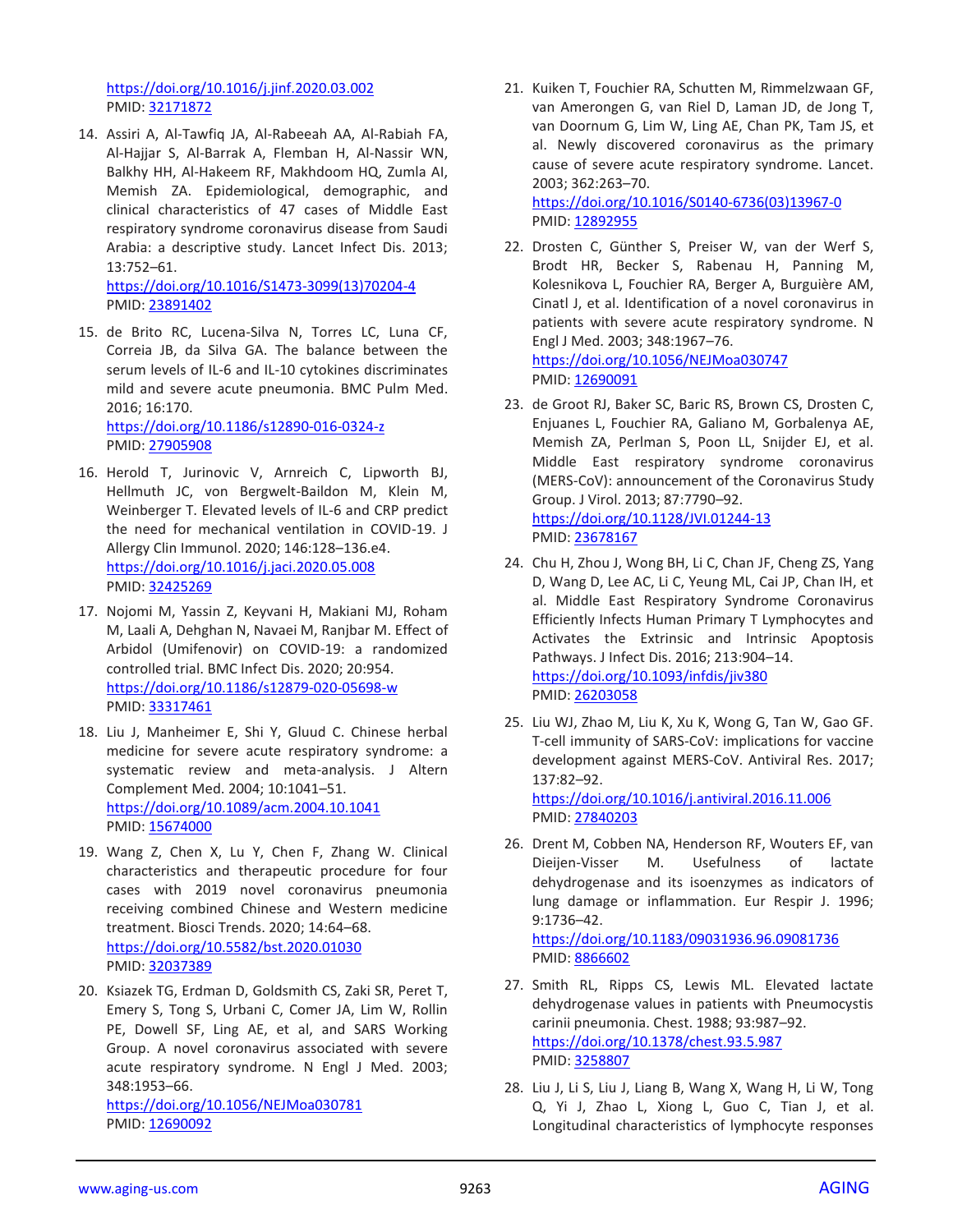https://doi.org/10.1016/j.jinf.2020.03.002
PMID: 32171872

14. Assiri A, Al-Tawfiq JA, Al-Rabeeah AA, Al-Rabiah FA, Al-Hajjar S, Al-Barrak A, Flemban H, Al-Nassir WN, Balkhy HH, Al-Hakeem RF, Makhdoom HQ, Zumla AI, Memish ZA. Epidemiological, demographic, and clinical characteristics of 47 cases of Middle East respiratory syndrome coronavirus disease from Saudi Arabia: a descriptive study. Lancet Infect Dis. 2013; 13:752–61.
https://doi.org/10.1016/S1473-3099(13)70204-4
PMID: 23891402

15. de Brito RC, Lucena-Silva N, Torres LC, Luna CF, Correia JB, da Silva GA. The balance between the serum levels of IL-6 and IL-10 cytokines discriminates mild and severe acute pneumonia. BMC Pulm Med. 2016; 16:170.
https://doi.org/10.1186/s12890-016-0324-z
PMID: 27905908

16. Herold T, Jurinovic V, Arnreich C, Lipworth BJ, Hellmuth JC, von Bergwelt-Baildon M, Klein M, Weinberger T. Elevated levels of IL-6 and CRP predict the need for mechanical ventilation in COVID-19. J Allergy Clin Immunol. 2020; 146:128–136.e4.
https://doi.org/10.1016/j.jaci.2020.05.008
PMID: 32425269

17. Nojomi M, Yassin Z, Keyvani H, Makiani MJ, Roham M, Laali A, Dehghan N, Navaei M, Ranjbar M. Effect of Arbidol (Umifenovir) on COVID-19: a randomized controlled trial. BMC Infect Dis. 2020; 20:954.
https://doi.org/10.1186/s12879-020-05698-w
PMID: 33317461

18. Liu J, Manheimer E, Shi Y, Gluud C. Chinese herbal medicine for severe acute respiratory syndrome: a systematic review and meta-analysis. J Altern Complement Med. 2004; 10:1041–51.
https://doi.org/10.1089/acm.2004.10.1041
PMID: 15674000

19. Wang Z, Chen X, Lu Y, Chen F, Zhang W. Clinical characteristics and therapeutic procedure for four cases with 2019 novel coronavirus pneumonia receiving combined Chinese and Western medicine treatment. Biosci Trends. 2020; 14:64–68.
https://doi.org/10.5582/bst.2020.01030
PMID: 32037389

20. Ksiazek TG, Erdman D, Goldsmith CS, Zaki SR, Peret T, Emery S, Tong S, Urbani C, Comer JA, Lim W, Rollin PE, Dowell SF, Ling AE, et al, and SARS Working Group. A novel coronavirus associated with severe acute respiratory syndrome. N Engl J Med. 2003; 348:1953–66.
https://doi.org/10.1056/NEJMoa030781
PMID: 12690092

21. Kuiken T, Fouchier RA, Schutten M, Rimmelzwaan GF, van Amerongen G, van Riel D, Laman JD, de Jong T, van Doornum G, Lim W, Ling AE, Chan PK, Tam JS, et al. Newly discovered coronavirus as the primary cause of severe acute respiratory syndrome. Lancet. 2003; 362:263–70.
https://doi.org/10.1016/S0140-6736(03)13967-0
PMID: 12892955

22. Drosten C, Günther S, Preiser W, van der Werf S, Brodt HR, Becker S, Rabenau H, Panning M, Kolesnikova L, Fouchier RA, Berger A, Burguière AM, Cinatl J, et al. Identification of a novel coronavirus in patients with severe acute respiratory syndrome. N Engl J Med. 2003; 348:1967–76.
https://doi.org/10.1056/NEJMoa030747
PMID: 12690091

23. de Groot RJ, Baker SC, Baric RS, Brown CS, Drosten C, Enjuanes L, Fouchier RA, Galiano M, Gorbalenya AE, Memish ZA, Perlman S, Poon LL, Snijder EJ, et al. Middle East respiratory syndrome coronavirus (MERS-CoV): announcement of the Coronavirus Study Group. J Virol. 2013; 87:7790–92.
https://doi.org/10.1128/JVI.01244-13
PMID: 23678167

24. Chu H, Zhou J, Wong BH, Li C, Chan JF, Cheng ZS, Yang D, Wang D, Lee AC, Li C, Yeung ML, Cai JP, Chan IH, et al. Middle East Respiratory Syndrome Coronavirus Efficiently Infects Human Primary T Lymphocytes and Activates the Extrinsic and Intrinsic Apoptosis Pathways. J Infect Dis. 2016; 213:904–14.
https://doi.org/10.1093/infdis/jiv380
PMID: 26203058

25. Liu WJ, Zhao M, Liu K, Xu K, Wong G, Tan W, Gao GF. T-cell immunity of SARS-CoV: implications for vaccine development against MERS-CoV. Antiviral Res. 2017; 137:82–92.
https://doi.org/10.1016/j.antiviral.2016.11.006
PMID: 27840203

26. Drent M, Cobben NA, Henderson RF, Wouters EF, van Dieijen-Visser M. Usefulness of lactate dehydrogenase and its isoenzymes as indicators of lung damage or inflammation. Eur Respir J. 1996; 9:1736–42.
https://doi.org/10.1183/09031936.96.09081736
PMID: 8866602

27. Smith RL, Ripps CS, Lewis ML. Elevated lactate dehydrogenase values in patients with Pneumocystis carinii pneumonia. Chest. 1988; 93:987–92.
https://doi.org/10.1378/chest.93.5.987
PMID: 3258807

28. Liu J, Li S, Liu J, Liang B, Wang X, Wang H, Li W, Tong Q, Yi J, Zhao L, Xiong L, Guo C, Tian J, et al. Longitudinal characteristics of lymphocyte responses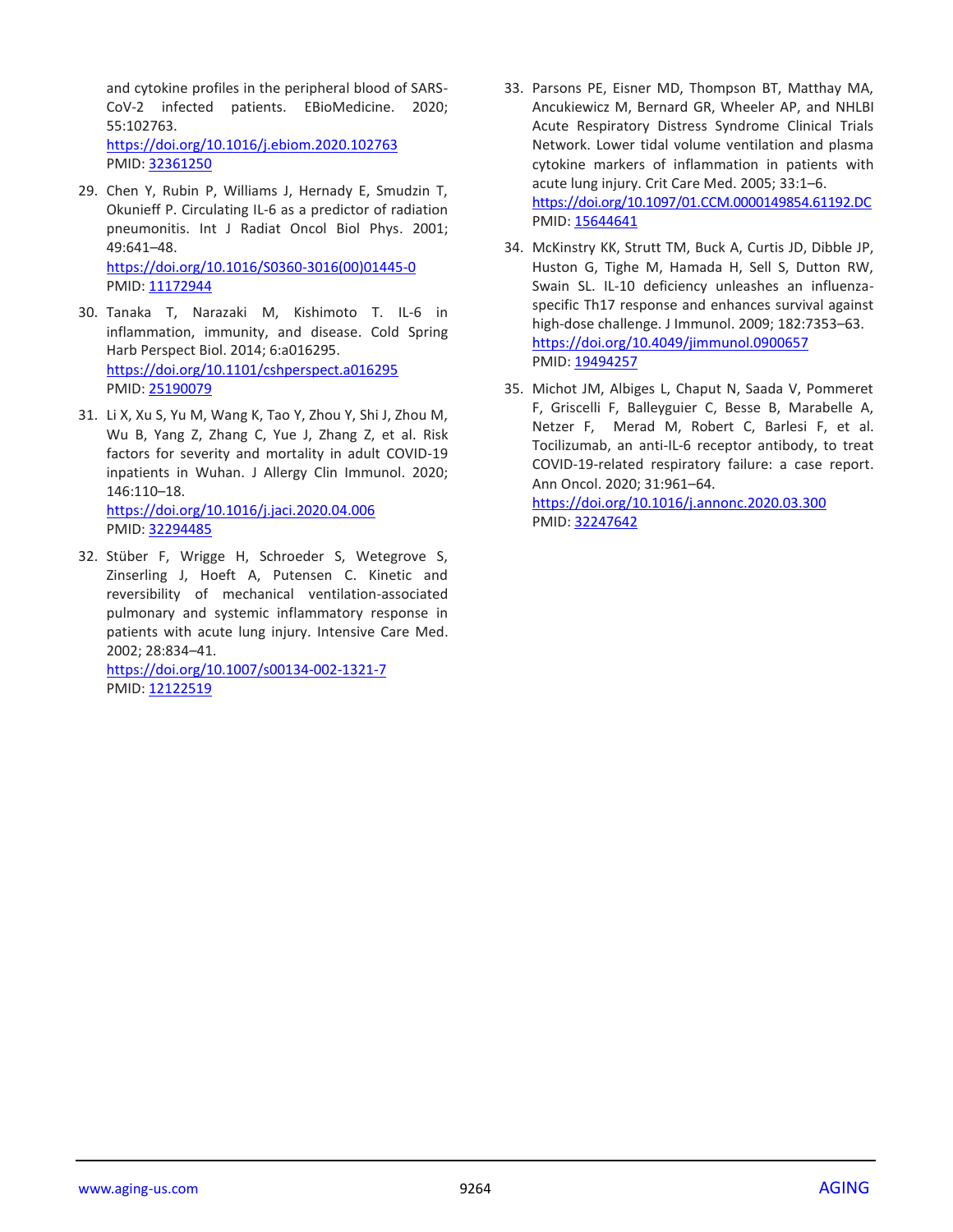and cytokine profiles in the peripheral blood of SARS-CoV-2 infected patients. EBioMedicine. 2020; 55:102763.
https://doi.org/10.1016/j.ebiom.2020.102763
PMID: 32361250

29. Chen Y, Rubin P, Williams J, Hernady E, Smudzin T, Okunieff P. Circulating IL-6 as a predictor of radiation pneumonitis. Int J Radiat Oncol Biol Phys. 2001; 49:641–48.
https://doi.org/10.1016/S0360-3016(00)01445-0
PMID: 11172944

30. Tanaka T, Narazaki M, Kishimoto T. IL-6 in inflammation, immunity, and disease. Cold Spring Harb Perspect Biol. 2014; 6:a016295.
https://doi.org/10.1101/cshperspect.a016295
PMID: 25190079

31. Li X, Xu S, Yu M, Wang K, Tao Y, Zhou Y, Shi J, Zhou M, Wu B, Yang Z, Zhang C, Yue J, Zhang Z, et al. Risk factors for severity and mortality in adult COVID-19 inpatients in Wuhan. J Allergy Clin Immunol. 2020; 146:110–18.
https://doi.org/10.1016/j.jaci.2020.04.006
PMID: 32294485

32. Stüber F, Wrigge H, Schroeder S, Wetegrove S, Zinserling J, Hoeft A, Putensen C. Kinetic and reversibility of mechanical ventilation-associated pulmonary and systemic inflammatory response in patients with acute lung injury. Intensive Care Med. 2002; 28:834–41.
https://doi.org/10.1007/s00134-002-1321-7
PMID: 12122519

33. Parsons PE, Eisner MD, Thompson BT, Matthay MA, Ancukiewicz M, Bernard GR, Wheeler AP, and NHLBI Acute Respiratory Distress Syndrome Clinical Trials Network. Lower tidal volume ventilation and plasma cytokine markers of inflammation in patients with acute lung injury. Crit Care Med. 2005; 33:1–6.
https://doi.org/10.1097/01.CCM.0000149854.61192.DC
PMID: 15644641

34. McKinstry KK, Strutt TM, Buck A, Curtis JD, Dibble JP, Huston G, Tighe M, Hamada H, Sell S, Dutton RW, Swain SL. IL-10 deficiency unleashes an influenza-specific Th17 response and enhances survival against high-dose challenge. J Immunol. 2009; 182:7353–63.
https://doi.org/10.4049/jimmunol.0900657
PMID: 19494257

35. Michot JM, Albiges L, Chaput N, Saada V, Pommeret F, Griscelli F, Balleyguier C, Besse B, Marabelle A, Netzer F, Merad M, Robert C, Barlesi F, et al. Tocilizumab, an anti-IL-6 receptor antibody, to treat COVID-19-related respiratory failure: a case report. Ann Oncol. 2020; 31:961–64.
https://doi.org/10.1016/j.annonc.2020.03.300
PMID: 32247642